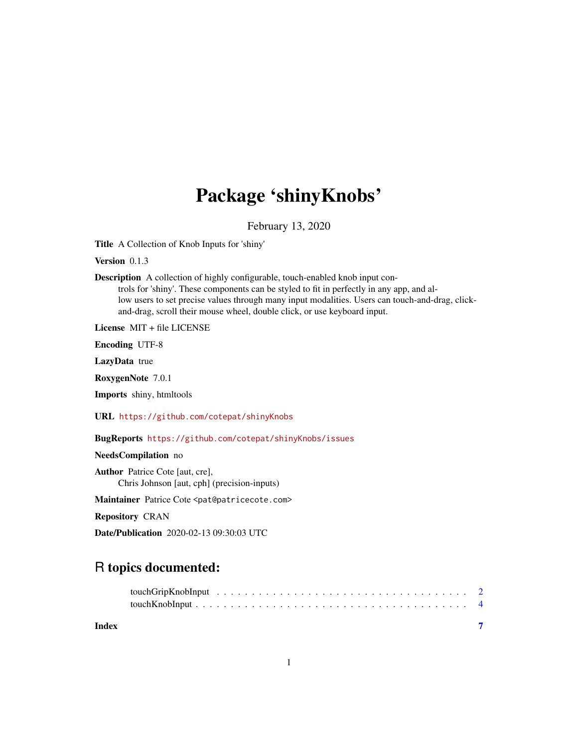# Package 'shinyKnobs'

February 13, 2020

**Title** A Collection of Knob Inputs for 'shiny'

**Version** 0.1.3

**Description** A collection of highly configurable, touch-enabled knob input controls for 'shiny'. These components can be styled to fit in perfectly in any app, and allow users to set precise values through many input modalities. Users can touch-and-drag, click-and-drag, scroll their mouse wheel, double click, or use keyboard input.

**License** MIT + file LICENSE

**Encoding** UTF-8

**LazyData** true

**RoxygenNote** 7.0.1

**Imports** shiny, htmltools

**URL** https://github.com/cotepat/shinyKnobs

**BugReports** https://github.com/cotepat/shinyKnobs/issues

**NeedsCompilation** no

**Author** Patrice Cote [aut, cre],
Chris Johnson [aut, cph] (precision-inputs)

**Maintainer** Patrice Cote <pat@patricecote.com>

**Repository** CRAN

**Date/Publication** 2020-02-13 09:30:03 UTC

## R topics documented:

touchGripKnobInput . . . . . . . . . . . . . . . . . . . . . . . . . . . . . . . . . . 2
touchKnobInput . . . . . . . . . . . . . . . . . . . . . . . . . . . . . . . . . . . . 4

**Index** **7**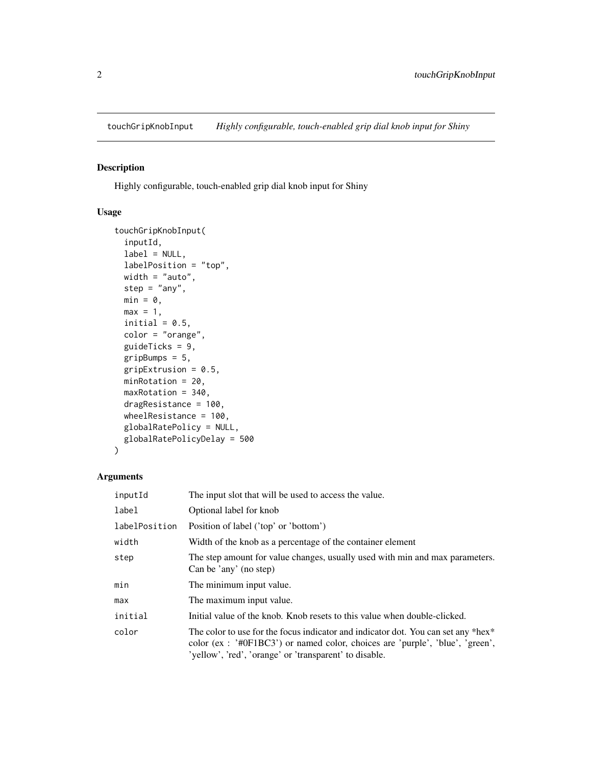touchGripKnobInput *Highly configurable, touch-enabled grip dial knob input for Shiny*

## Description

Highly configurable, touch-enabled grip dial knob input for Shiny

## Usage

```
touchGripKnobInput(
  inputId,
  label = NULL,
  labelPosition = "top",
  width = "auto",
  step = "any",
  min = 0,
  max = 1,
  initial = 0.5,
  color = "orange",
  guideTicks = 9,
  gripBumps = 5,
  gripExtrusion = 0.5,
  minRotation = 20,
  maxRotation = 340,
  dragResistance = 100,
  wheelResistance = 100,
  globalRatePolicy = NULL,
  globalRatePolicyDelay = 500
)
```

## Arguments

| | |
|---|---|
| inputId | The input slot that will be used to access the value. |
| label | Optional label for knob |
| labelPosition | Position of label ('top' or 'bottom') |
| width | Width of the knob as a percentage of the container element |
| step | The step amount for value changes, usually used with min and max parameters. Can be 'any' (no step) |
| min | The minimum input value. |
| max | The maximum input value. |
| initial | Initial value of the knob. Knob resets to this value when double-clicked. |
| color | The color to use for the focus indicator and indicator dot. You can set any *hex* color (ex : '#0F1BC3') or named color, choices are 'purple', 'blue', 'green', 'yellow', 'red', 'orange' or 'transparent' to disable. |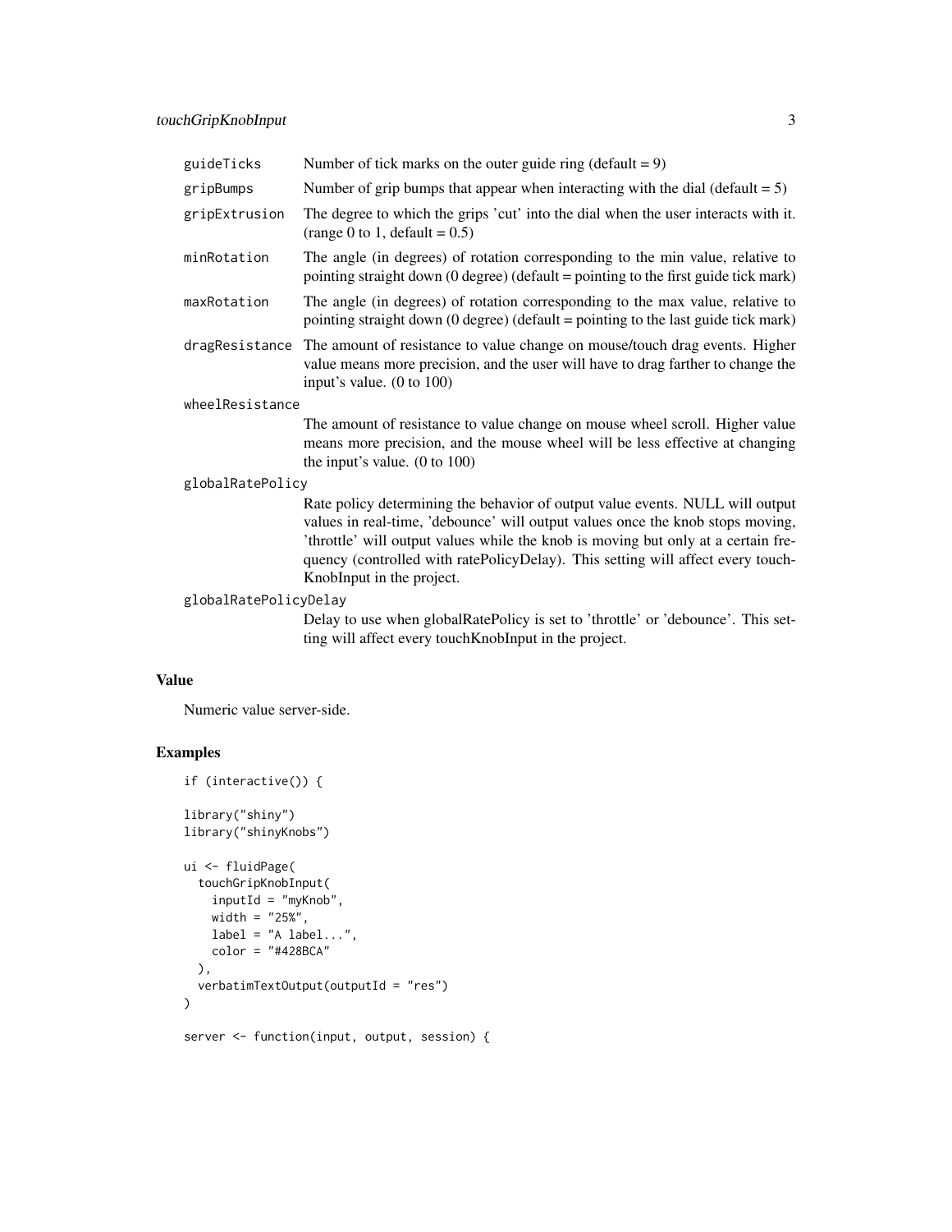| | |
|---|---|
| guideTicks | Number of tick marks on the outer guide ring (default = 9) |
| gripBumps | Number of grip bumps that appear when interacting with the dial (default = 5) |
| gripExtrusion | The degree to which the grips 'cut' into the dial when the user interacts with it. (range 0 to 1, default = 0.5) |
| minRotation | The angle (in degrees) of rotation corresponding to the min value, relative to pointing straight down (0 degree) (default = pointing to the first guide tick mark) |
| maxRotation | The angle (in degrees) of rotation corresponding to the max value, relative to pointing straight down (0 degree) (default = pointing to the last guide tick mark) |
| dragResistance | The amount of resistance to value change on mouse/touch drag events. Higher value means more precision, and the user will have to drag farther to change the input's value. (0 to 100) |
| wheelResistance | The amount of resistance to value change on mouse wheel scroll. Higher value means more precision, and the mouse wheel will be less effective at changing the input's value. (0 to 100) |
| globalRatePolicy | Rate policy determining the behavior of output value events. NULL will output values in real-time, 'debounce' will output values once the knob stops moving, 'throttle' will output values while the knob is moving but only at a certain frequency (controlled with ratePolicyDelay). This setting will affect every touchKnobInput in the project. |
| globalRatePolicyDelay | Delay to use when globalRatePolicy is set to 'throttle' or 'debounce'. This setting will affect every touchKnobInput in the project. |

## Value

Numeric value server-side.

## Examples

```
if (interactive()) {

library("shiny")
library("shinyKnobs")

ui <- fluidPage(
  touchGripKnobInput(
    inputId = "myKnob",
    width = "25%",
    label = "A label...",
    color = "#428BCA"
  ),
  verbatimTextOutput(outputId = "res")
)

server <- function(input, output, session) {
```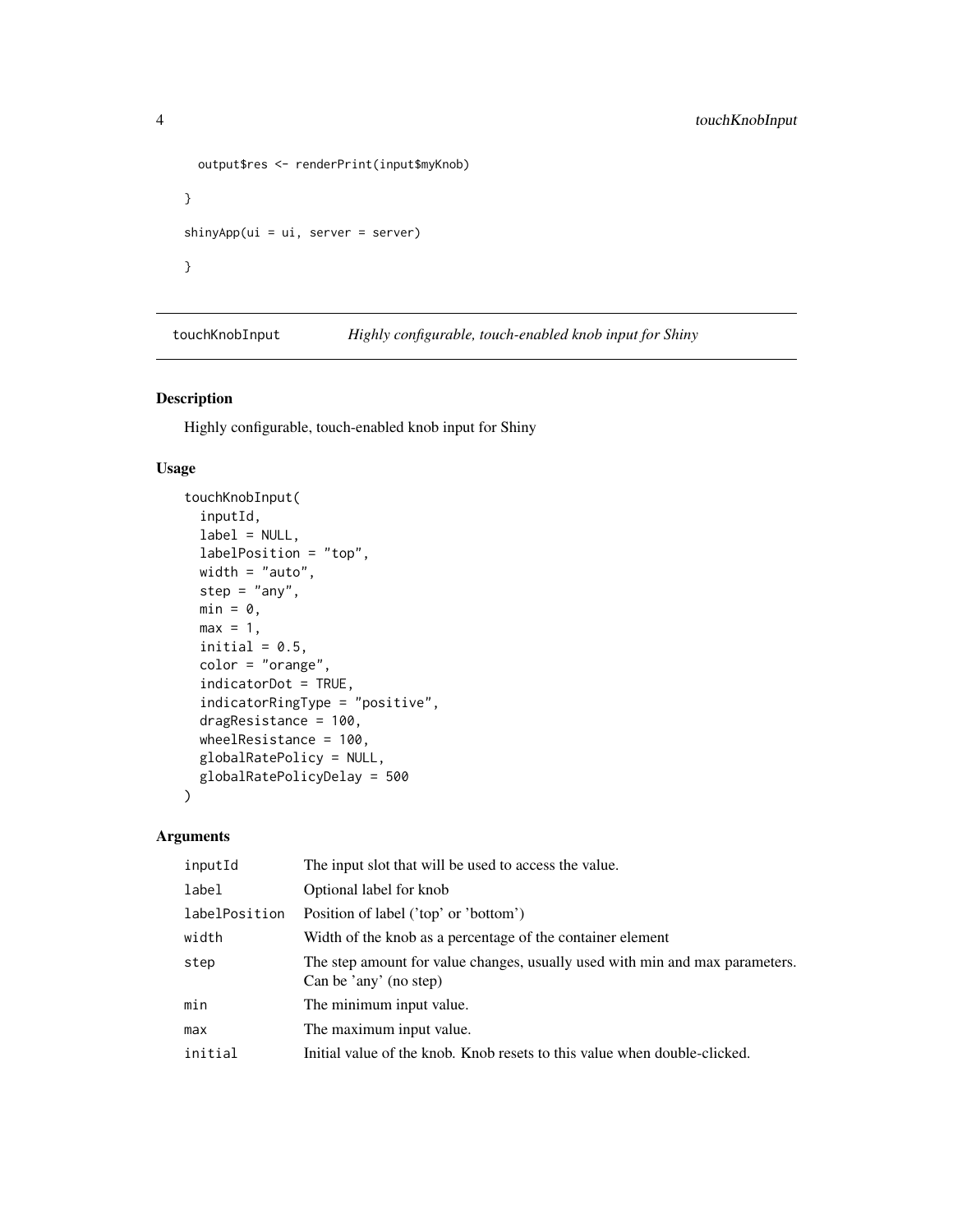```
  output$res <- renderPrint(input$myKnob)

}

shinyApp(ui = ui, server = server)

}
```

---

## touchKnobInput — *Highly configurable, touch-enabled knob input for Shiny*

### Description

Highly configurable, touch-enabled knob input for Shiny

### Usage

```
touchKnobInput(
  inputId,
  label = NULL,
  labelPosition = "top",
  width = "auto",
  step = "any",
  min = 0,
  max = 1,
  initial = 0.5,
  color = "orange",
  indicatorDot = TRUE,
  indicatorRingType = "positive",
  dragResistance = 100,
  wheelResistance = 100,
  globalRatePolicy = NULL,
  globalRatePolicyDelay = 500
)
```

### Arguments

| | |
|---|---|
| `inputId` | The input slot that will be used to access the value. |
| `label` | Optional label for knob |
| `labelPosition` | Position of label ('top' or 'bottom') |
| `width` | Width of the knob as a percentage of the container element |
| `step` | The step amount for value changes, usually used with min and max parameters. Can be 'any' (no step) |
| `min` | The minimum input value. |
| `max` | The maximum input value. |
| `initial` | Initial value of the knob. Knob resets to this value when double-clicked. |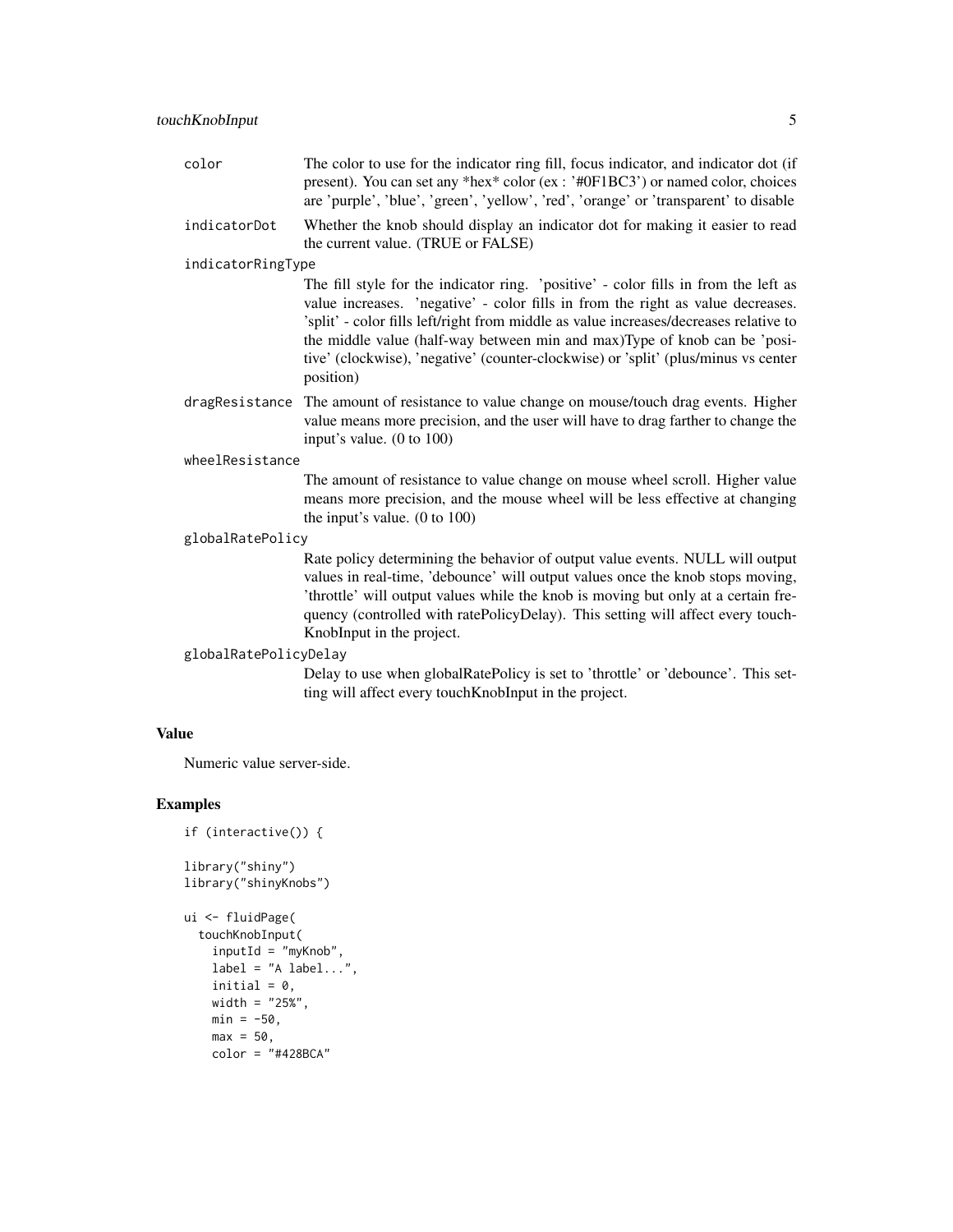| | |
|---|---|
| color | The color to use for the indicator ring fill, focus indicator, and indicator dot (if present). You can set any *hex* color (ex : '#0F1BC3') or named color, choices are 'purple', 'blue', 'green', 'yellow', 'red', 'orange' or 'transparent' to disable |
| indicatorDot | Whether the knob should display an indicator dot for making it easier to read the current value. (TRUE or FALSE) |
| indicatorRingType | The fill style for the indicator ring. 'positive' - color fills in from the left as value increases. 'negative' - color fills in from the right as value decreases. 'split' - color fills left/right from middle as value increases/decreases relative to the middle value (half-way between min and max)Type of knob can be 'positive' (clockwise), 'negative' (counter-clockwise) or 'split' (plus/minus vs center position) |
| dragResistance | The amount of resistance to value change on mouse/touch drag events. Higher value means more precision, and the user will have to drag farther to change the input's value. (0 to 100) |
| wheelResistance | The amount of resistance to value change on mouse wheel scroll. Higher value means more precision, and the mouse wheel will be less effective at changing the input's value. (0 to 100) |
| globalRatePolicy | Rate policy determining the behavior of output value events. NULL will output values in real-time, 'debounce' will output values once the knob stops moving, 'throttle' will output values while the knob is moving but only at a certain frequency (controlled with ratePolicyDelay). This setting will affect every touchKnobInput in the project. |
| globalRatePolicyDelay | Delay to use when globalRatePolicy is set to 'throttle' or 'debounce'. This setting will affect every touchKnobInput in the project. |

## Value

Numeric value server-side.

## Examples

```
if (interactive()) {

library("shiny")
library("shinyKnobs")

ui <- fluidPage(
  touchKnobInput(
    inputId = "myKnob",
    label = "A label...",
    initial = 0,
    width = "25%",
    min = -50,
    max = 50,
    color = "#428BCA"
```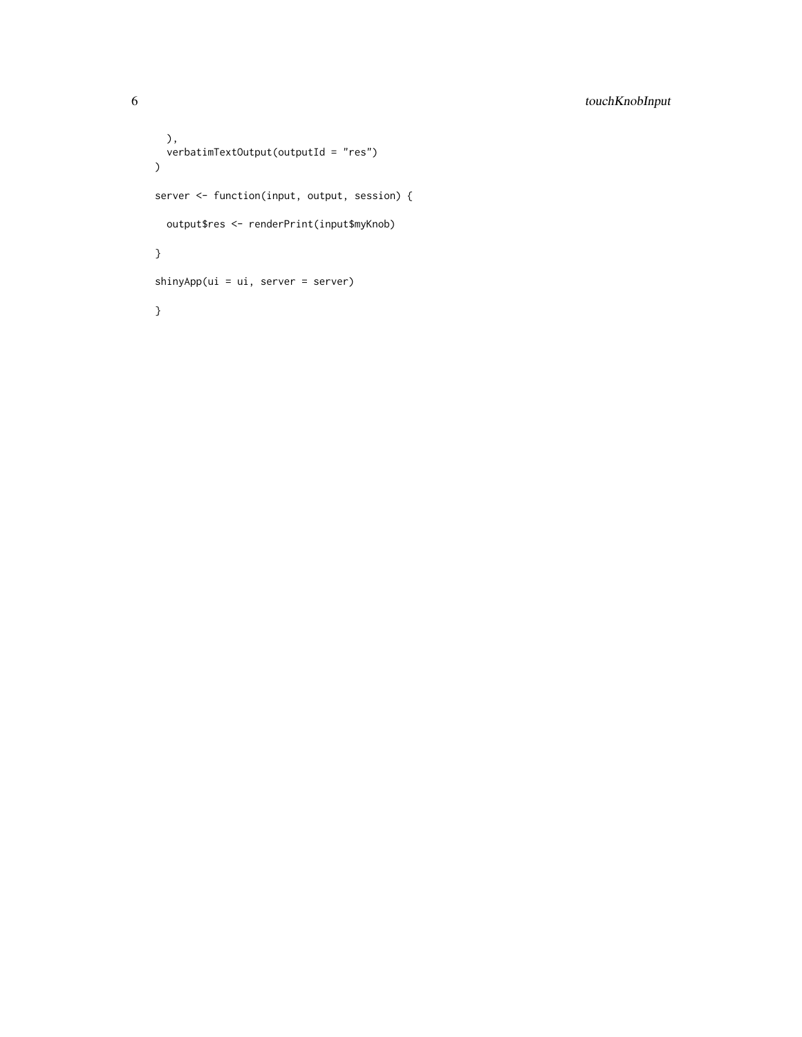```
  ),
  verbatimTextOutput(outputId = "res")
)

server <- function(input, output, session) {

  output$res <- renderPrint(input$myKnob)

}

shinyApp(ui = ui, server = server)

}
```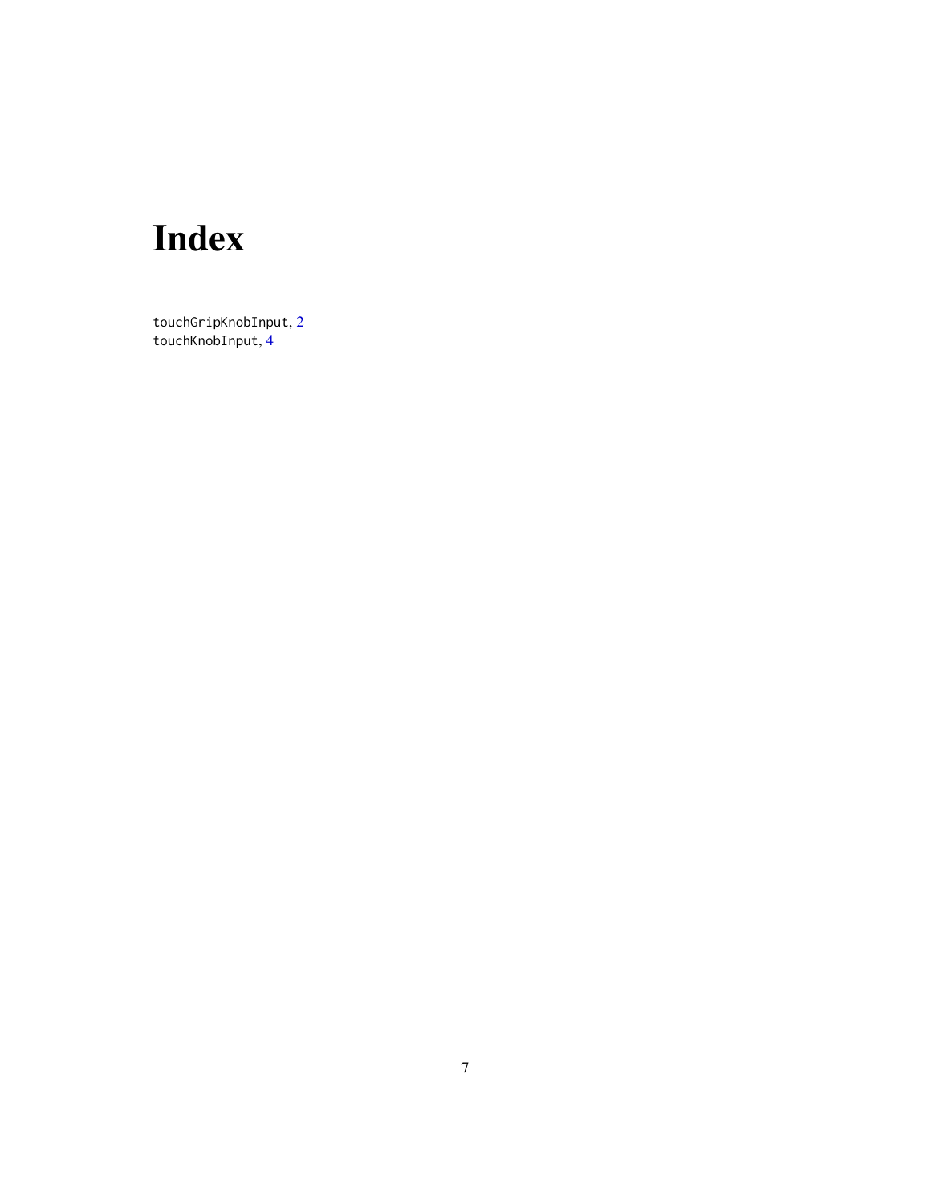# Index

touchGripKnobInput, 2
touchKnobInput, 4